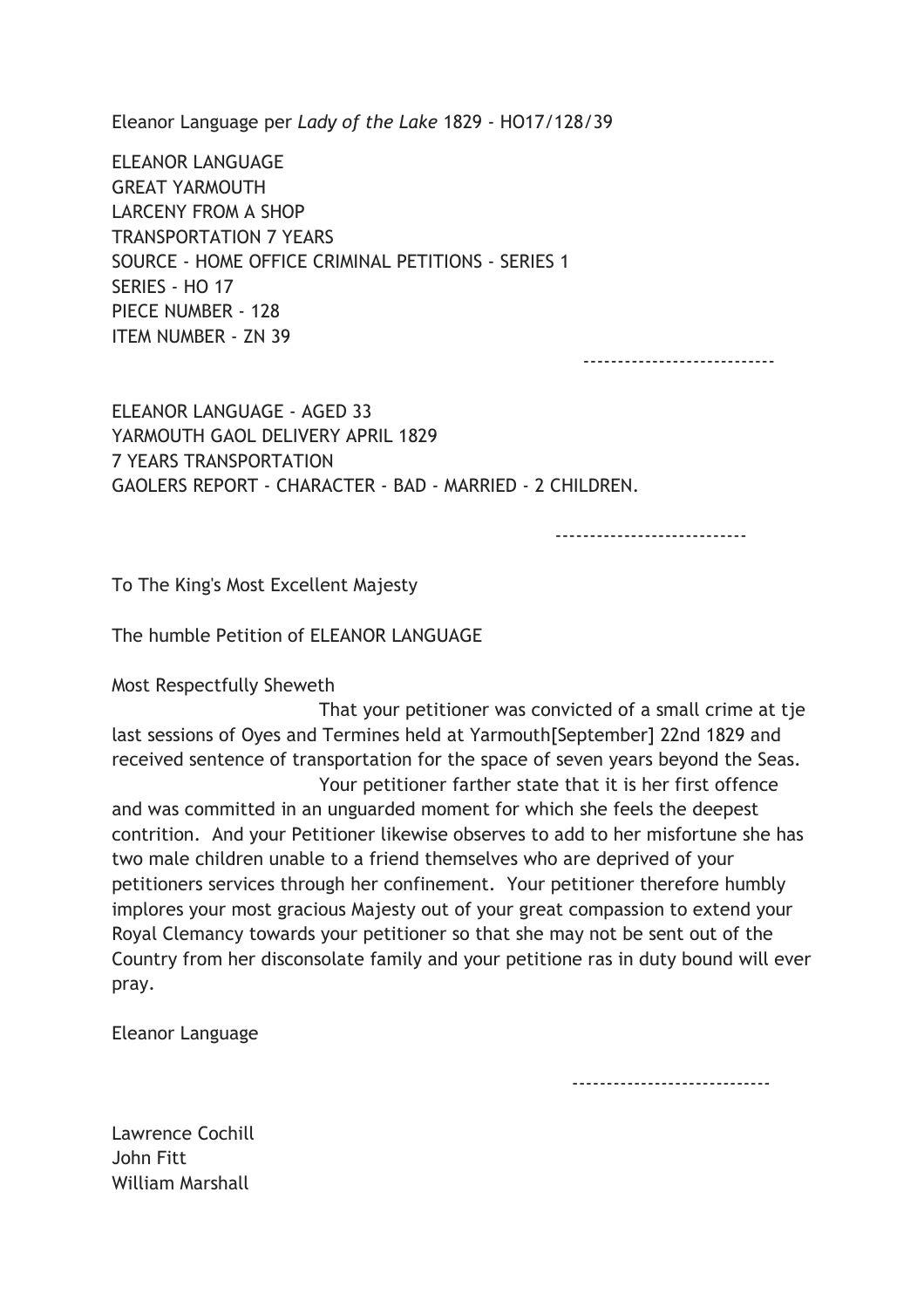Eleanor Language per *Lady of the Lake* 1829 - HO17/128/39

ELEANOR LANGUAGE
GREAT YARMOUTH
LARCENY FROM A SHOP
TRANSPORTATION 7 YEARS
SOURCE - HOME OFFICE CRIMINAL PETITIONS - SERIES 1
SERIES - HO 17
PIECE NUMBER - 128
ITEM NUMBER - ZN 39

----------------------------

ELEANOR LANGUAGE - AGED 33
YARMOUTH GAOL DELIVERY APRIL 1829
7 YEARS TRANSPORTATION
GAOLERS REPORT - CHARACTER - BAD - MARRIED - 2 CHILDREN.

----------------------------

To The King's Most Excellent Majesty

The humble Petition of ELEANOR LANGUAGE

Most Respectfully Sheweth

That your petitioner was convicted of a small crime at tje last sessions of Oyes and Termines held at Yarmouth[September] 22nd 1829 and received sentence of transportation for the space of seven years beyond the Seas.

Your petitioner farther state that it is her first offence and was committed in an unguarded moment for which she feels the deepest contrition. And your Petitioner likewise observes to add to her misfortune she has two male children unable to a friend themselves who are deprived of your petitioners services through her confinement. Your petitioner therefore humbly implores your most gracious Majesty out of your great compassion to extend your Royal Clemancy towards your petitioner so that she may not be sent out of the Country from her disconsolate family and your petitione ras in duty bound will ever pray.

Eleanor Language

----------------------------

Lawrence Cochill
John Fitt
William Marshall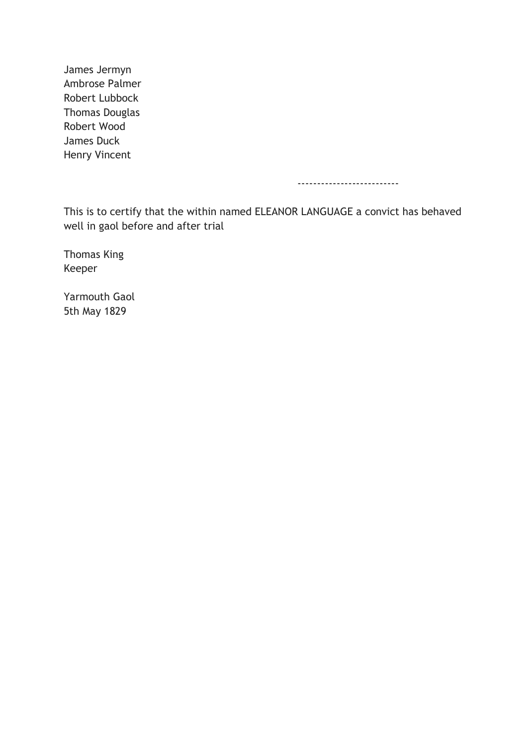James Jermyn
Ambrose Palmer
Robert Lubbock
Thomas Douglas
Robert Wood
James Duck
Henry Vincent

-------------------------

This is to certify that the within named ELEANOR LANGUAGE a convict has behaved well in gaol before and after trial

Thomas King
Keeper

Yarmouth Gaol
5th May 1829